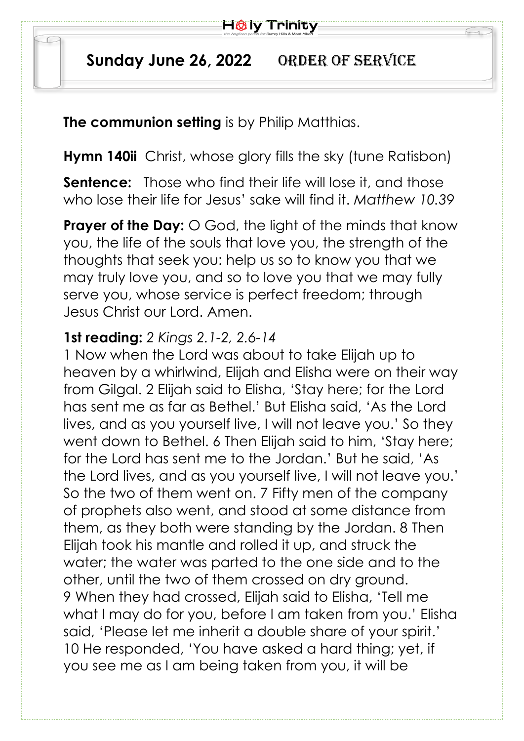# Sunday June 26, 2022 ORDER OF SERVICE

**The communion setting** is by Philip Matthias.

**Hymn 140ii** Christ, whose glory fills the sky (tune Ratisbon)

**Sentence:** Those who find their life will lose it, and those who lose their life for Jesus' sake will find it. *Matthew 10.39*

**Prayer of the Day:** O God, the light of the minds that know you, the life of the souls that love you, the strength of the thoughts that seek you: help us so to know you that we may truly love you, and so to love you that we may fully serve you, whose service is perfect freedom; through Jesus Christ our Lord. Amen.

**1st reading:** *2 Kings 2.1-2, 2.6-14*

1 Now when the Lord was about to take Elijah up to heaven by a whirlwind, Elijah and Elisha were on their way from Gilgal. 2 Elijah said to Elisha, 'Stay here; for the Lord has sent me as far as Bethel.' But Elisha said, 'As the Lord lives, and as you yourself live, I will not leave you.' So they went down to Bethel. 6 Then Elijah said to him, 'Stay here; for the Lord has sent me to the Jordan.' But he said, 'As the Lord lives, and as you yourself live, I will not leave you.' So the two of them went on. 7 Fifty men of the company of prophets also went, and stood at some distance from them, as they both were standing by the Jordan. 8 Then Elijah took his mantle and rolled it up, and struck the water; the water was parted to the one side and to the other, until the two of them crossed on dry ground.
9 When they had crossed, Elijah said to Elisha, 'Tell me what I may do for you, before I am taken from you.' Elisha said, 'Please let me inherit a double share of your spirit.' 10 He responded, 'You have asked a hard thing; yet, if you see me as I am being taken from you, it will be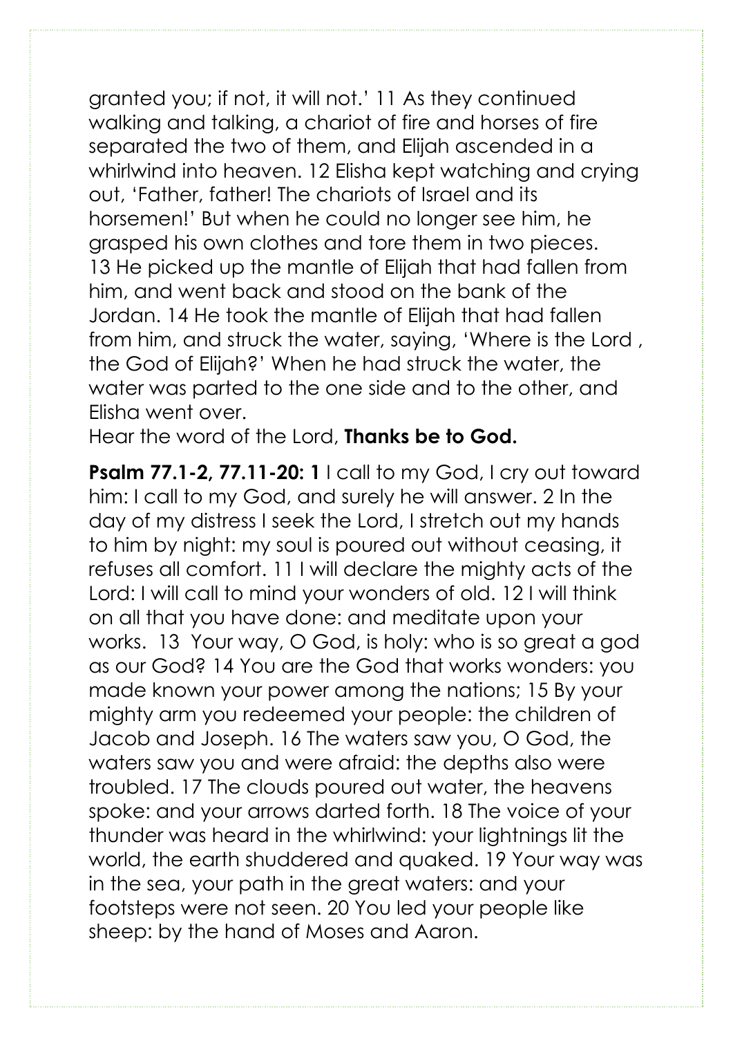granted you; if not, it will not.' 11 As they continued walking and talking, a chariot of fire and horses of fire separated the two of them, and Elijah ascended in a whirlwind into heaven. 12 Elisha kept watching and crying out, 'Father, father! The chariots of Israel and its horsemen!' But when he could no longer see him, he grasped his own clothes and tore them in two pieces. 13 He picked up the mantle of Elijah that had fallen from him, and went back and stood on the bank of the Jordan. 14 He took the mantle of Elijah that had fallen from him, and struck the water, saying, 'Where is the Lord , the God of Elijah?' When he had struck the water, the water was parted to the one side and to the other, and Elisha went over.

Hear the word of the Lord, **Thanks be to God.**

**Psalm 77.1-2, 77.11-20: 1** I call to my God, I cry out toward him: I call to my God, and surely he will answer. 2 In the day of my distress I seek the Lord, I stretch out my hands to him by night: my soul is poured out without ceasing, it refuses all comfort. 11 I will declare the mighty acts of the Lord: I will call to mind your wonders of old. 12 I will think on all that you have done: and meditate upon your works. 13 Your way, O God, is holy: who is so great a god as our God? 14 You are the God that works wonders: you made known your power among the nations; 15 By your mighty arm you redeemed your people: the children of Jacob and Joseph. 16 The waters saw you, O God, the waters saw you and were afraid: the depths also were troubled. 17 The clouds poured out water, the heavens spoke: and your arrows darted forth. 18 The voice of your thunder was heard in the whirlwind: your lightnings lit the world, the earth shuddered and quaked. 19 Your way was in the sea, your path in the great waters: and your footsteps were not seen. 20 You led your people like sheep: by the hand of Moses and Aaron.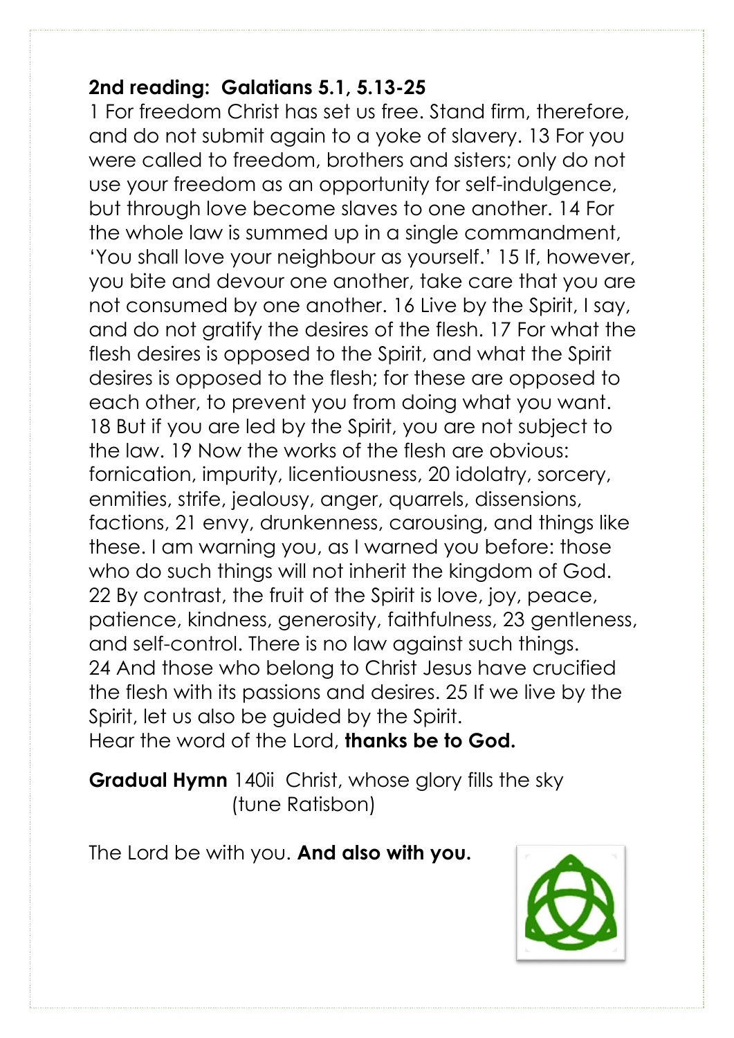**2nd reading: Galatians 5.1, 5.13-25**

1 For freedom Christ has set us free. Stand firm, therefore, and do not submit again to a yoke of slavery. 13 For you were called to freedom, brothers and sisters; only do not use your freedom as an opportunity for self-indulgence, but through love become slaves to one another. 14 For the whole law is summed up in a single commandment, 'You shall love your neighbour as yourself.' 15 If, however, you bite and devour one another, take care that you are not consumed by one another. 16 Live by the Spirit, I say, and do not gratify the desires of the flesh. 17 For what the flesh desires is opposed to the Spirit, and what the Spirit desires is opposed to the flesh; for these are opposed to each other, to prevent you from doing what you want. 18 But if you are led by the Spirit, you are not subject to the law. 19 Now the works of the flesh are obvious: fornication, impurity, licentiousness, 20 idolatry, sorcery, enmities, strife, jealousy, anger, quarrels, dissensions, factions, 21 envy, drunkenness, carousing, and things like these. I am warning you, as I warned you before: those who do such things will not inherit the kingdom of God. 22 By contrast, the fruit of the Spirit is love, joy, peace, patience, kindness, generosity, faithfulness, 23 gentleness, and self-control. There is no law against such things. 24 And those who belong to Christ Jesus have crucified the flesh with its passions and desires. 25 If we live by the Spirit, let us also be guided by the Spirit.

Hear the word of the Lord, **thanks be to God.**

**Gradual Hymn** 140ii Christ, whose glory fills the sky (tune Ratisbon)

The Lord be with you. **And also with you.**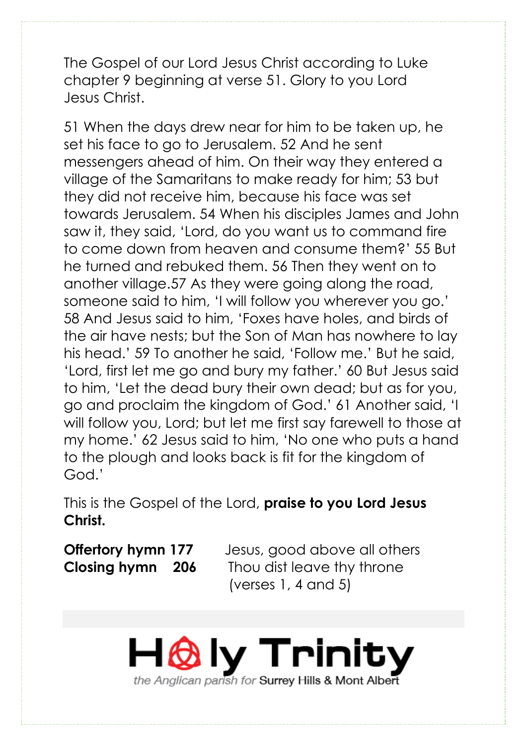The Gospel of our Lord Jesus Christ according to Luke chapter 9 beginning at verse 51. Glory to you Lord Jesus Christ.

51 When the days drew near for him to be taken up, he set his face to go to Jerusalem. 52 And he sent messengers ahead of him. On their way they entered a village of the Samaritans to make ready for him; 53 but they did not receive him, because his face was set towards Jerusalem. 54 When his disciples James and John saw it, they said, 'Lord, do you want us to command fire to come down from heaven and consume them?' 55 But he turned and rebuked them. 56 Then they went on to another village.57 As they were going along the road, someone said to him, 'I will follow you wherever you go.' 58 And Jesus said to him, 'Foxes have holes, and birds of the air have nests; but the Son of Man has nowhere to lay his head.' 59 To another he said, 'Follow me.' But he said, 'Lord, first let me go and bury my father.' 60 But Jesus said to him, 'Let the dead bury their own dead; but as for you, go and proclaim the kingdom of God.' 61 Another said, 'I will follow you, Lord; but let me first say farewell to those at my home.' 62 Jesus said to him, 'No one who puts a hand to the plough and looks back is fit for the kingdom of God.'

This is the Gospel of the Lord, **praise to you Lord Jesus Christ.**

**Offertory hymn 177** Jesus, good above all others
**Closing hymn 206** Thou dist leave thy throne (verses 1, 4 and 5)

Holy Trinity
the Anglican parish for Surrey Hills & Mont Albert